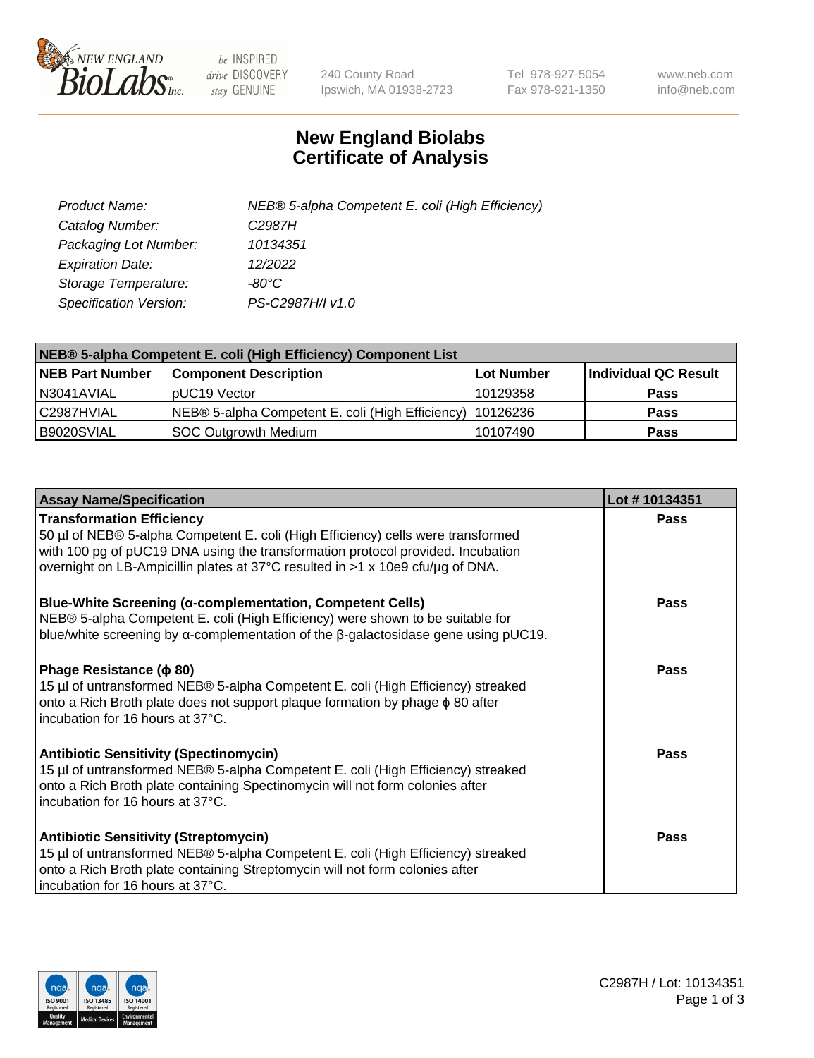New England BioLabs Inc. — be INSPIRED drive DISCOVERY stay GENUINE

240 County Road
Ipswich, MA 01938-2723

Tel 978-927-5054
Fax 978-921-1350

www.neb.com
info@neb.com

# New England Biolabs
# Certificate of Analysis

*Product Name:* *NEB® 5-alpha Competent E. coli (High Efficiency)*
*Catalog Number:* *C2987H*
*Packaging Lot Number:* *10134351*
*Expiration Date:* *12/2022*
*Storage Temperature:* *-80°C*
*Specification Version:* *PS-C2987H/I v1.0*

| **NEB® 5-alpha Competent E. coli (High Efficiency) Component List** | | | |
|---|---|---|---|
| **NEB Part Number** | **Component Description** | **Lot Number** | **Individual QC Result** |
| N3041AVIAL | pUC19 Vector | 10129358 | **Pass** |
| C2987HVIAL | NEB® 5-alpha Competent E. coli (High Efficiency) | 10126236 | **Pass** |
| B9020SVIAL | SOC Outgrowth Medium | 10107490 | **Pass** |

| **Assay Name/Specification** | **Lot # 10134351** |
|---|---|
| **Transformation Efficiency** 50 µl of NEB® 5-alpha Competent E. coli (High Efficiency) cells were transformed with 100 pg of pUC19 DNA using the transformation protocol provided. Incubation overnight on LB-Ampicillin plates at 37°C resulted in >1 x 10e9 cfu/µg of DNA. | **Pass** |
| **Blue-White Screening (α-complementation, Competent Cells)** NEB® 5-alpha Competent E. coli (High Efficiency) were shown to be suitable for blue/white screening by α-complementation of the β-galactosidase gene using pUC19. | **Pass** |
| **Phage Resistance (ϕ 80)** 15 µl of untransformed NEB® 5-alpha Competent E. coli (High Efficiency) streaked onto a Rich Broth plate does not support plaque formation by phage ϕ 80 after incubation for 16 hours at 37°C. | **Pass** |
| **Antibiotic Sensitivity (Spectinomycin)** 15 µl of untransformed NEB® 5-alpha Competent E. coli (High Efficiency) streaked onto a Rich Broth plate containing Spectinomycin will not form colonies after incubation for 16 hours at 37°C. | **Pass** |
| **Antibiotic Sensitivity (Streptomycin)** 15 µl of untransformed NEB® 5-alpha Competent E. coli (High Efficiency) streaked onto a Rich Broth plate containing Streptomycin will not form colonies after incubation for 16 hours at 37°C. | **Pass** |

C2987H / Lot: 10134351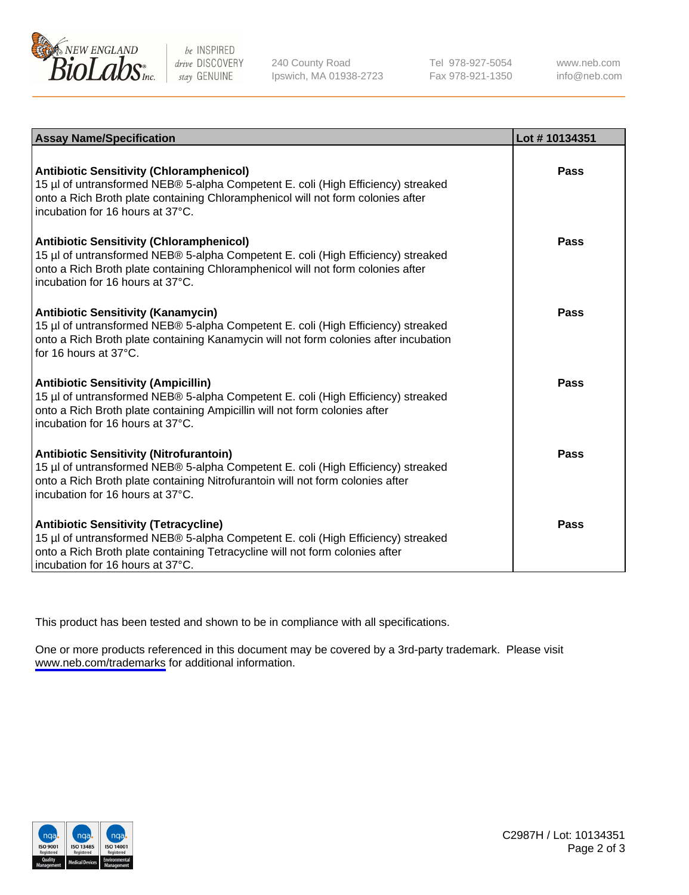| Assay Name/Specification | Lot # 10134351 |
|---|---|
| **Antibiotic Sensitivity (Chloramphenicol)**<br>15 µl of untransformed NEB® 5-alpha Competent E. coli (High Efficiency) streaked onto a Rich Broth plate containing Chloramphenicol will not form colonies after incubation for 16 hours at 37°C. | **Pass** |
| **Antibiotic Sensitivity (Chloramphenicol)**<br>15 µl of untransformed NEB® 5-alpha Competent E. coli (High Efficiency) streaked onto a Rich Broth plate containing Chloramphenicol will not form colonies after incubation for 16 hours at 37°C. | **Pass** |
| **Antibiotic Sensitivity (Kanamycin)**<br>15 µl of untransformed NEB® 5-alpha Competent E. coli (High Efficiency) streaked onto a Rich Broth plate containing Kanamycin will not form colonies after incubation for 16 hours at 37°C. | **Pass** |
| **Antibiotic Sensitivity (Ampicillin)**<br>15 µl of untransformed NEB® 5-alpha Competent E. coli (High Efficiency) streaked onto a Rich Broth plate containing Ampicillin will not form colonies after incubation for 16 hours at 37°C. | **Pass** |
| **Antibiotic Sensitivity (Nitrofurantoin)**<br>15 µl of untransformed NEB® 5-alpha Competent E. coli (High Efficiency) streaked onto a Rich Broth plate containing Nitrofurantoin will not form colonies after incubation for 16 hours at 37°C. | **Pass** |
| **Antibiotic Sensitivity (Tetracycline)**<br>15 µl of untransformed NEB® 5-alpha Competent E. coli (High Efficiency) streaked onto a Rich Broth plate containing Tetracycline will not form colonies after incubation for 16 hours at 37°C. | **Pass** |

This product has been tested and shown to be in compliance with all specifications.

One or more products referenced in this document may be covered by a 3rd-party trademark. Please visit www.neb.com/trademarks for additional information.

C2987H / Lot: 10134351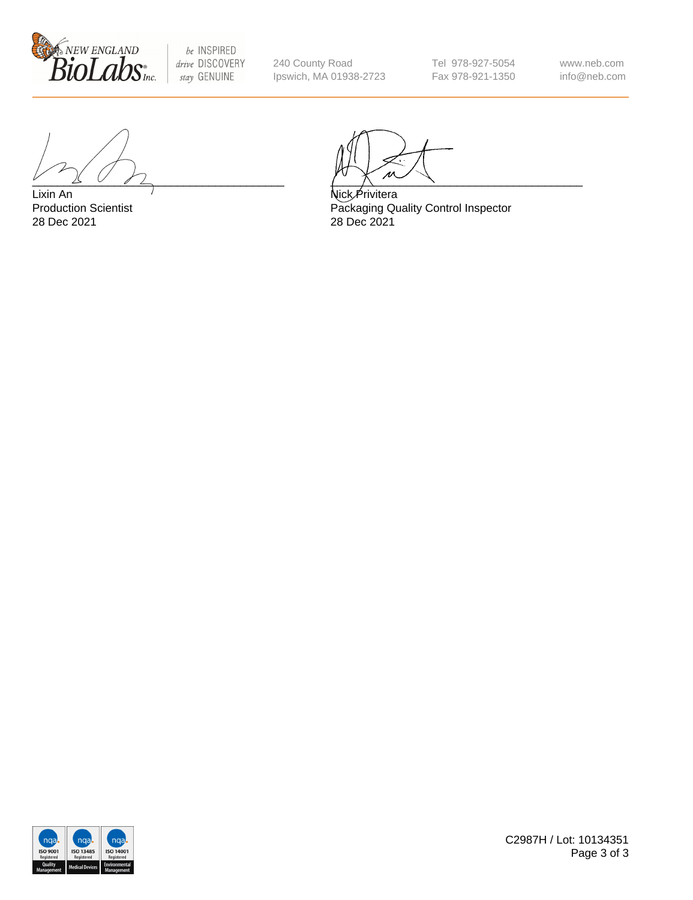Lixin An
Production Scientist
28 Dec 2021

Nick Privitera
Packaging Quality Control Inspector
28 Dec 2021